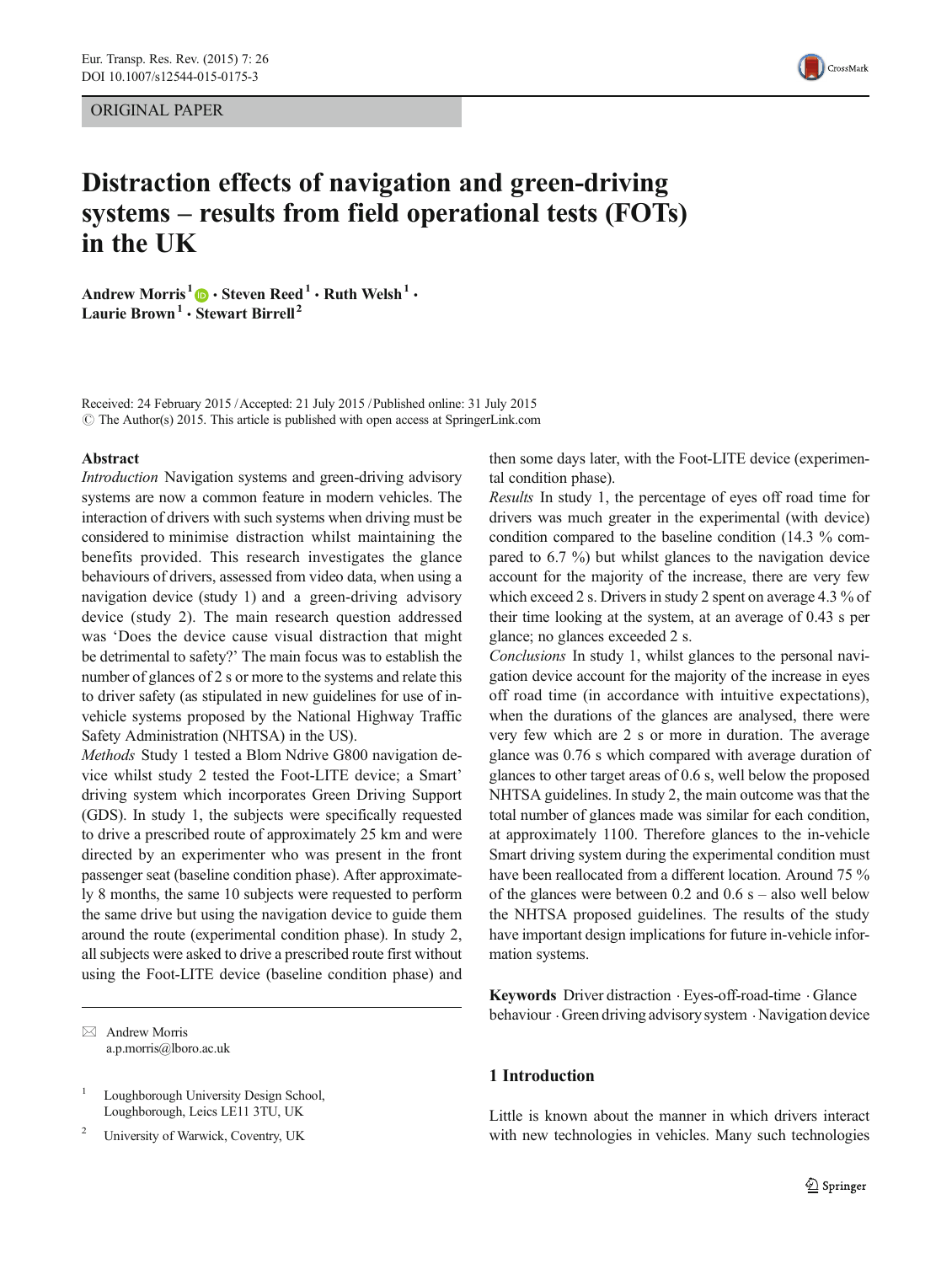ORIGINAL PAPER

# Distraction effects of navigation and green-driving systems – results from field operational tests (FOTs) in the UK

**Andrew Morris**[1] · **Steven Reed**[1] · **Ruth Welsh**[1] · **Laurie Brown**[1] · **Stewart Birrell**[2]

Received: 24 February 2015 / Accepted: 21 July 2015 / Published online: 31 July 2015
© The Author(s) 2015. This article is published with open access at SpringerLink.com

## Abstract

*Introduction* Navigation systems and green-driving advisory systems are now a common feature in modern vehicles. The interaction of drivers with such systems when driving must be considered to minimise distraction whilst maintaining the benefits provided. This research investigates the glance behaviours of drivers, assessed from video data, when using a navigation device (study 1) and a green-driving advisory device (study 2). The main research question addressed was 'Does the device cause visual distraction that might be detrimental to safety?' The main focus was to establish the number of glances of 2 s or more to the systems and relate this to driver safety (as stipulated in new guidelines for use of in-vehicle systems proposed by the National Highway Traffic Safety Administration (NHTSA) in the US).

*Methods* Study 1 tested a Blom Ndrive G800 navigation device whilst study 2 tested the Foot-LITE device; a Smart' driving system which incorporates Green Driving Support (GDS). In study 1, the subjects were specifically requested to drive a prescribed route of approximately 25 km and were directed by an experimenter who was present in the front passenger seat (baseline condition phase). After approximately 8 months, the same 10 subjects were requested to perform the same drive but using the navigation device to guide them around the route (experimental condition phase). In study 2, all subjects were asked to drive a prescribed route first without using the Foot-LITE device (baseline condition phase) and then some days later, with the Foot-LITE device (experimental condition phase).

*Results* In study 1, the percentage of eyes off road time for drivers was much greater in the experimental (with device) condition compared to the baseline condition (14.3 % compared to 6.7 %) but whilst glances to the navigation device account for the majority of the increase, there are very few which exceed 2 s. Drivers in study 2 spent on average 4.3 % of their time looking at the system, at an average of 0.43 s per glance; no glances exceeded 2 s.

*Conclusions* In study 1, whilst glances to the personal navigation device account for the majority of the increase in eyes off road time (in accordance with intuitive expectations), when the durations of the glances are analysed, there were very few which are 2 s or more in duration. The average glance was 0.76 s which compared with average duration of glances to other target areas of 0.6 s, well below the proposed NHTSA guidelines. In study 2, the main outcome was that the total number of glances made was similar for each condition, at approximately 1100. Therefore glances to the in-vehicle Smart driving system during the experimental condition must have been reallocated from a different location. Around 75 % of the glances were between 0.2 and 0.6 s – also well below the NHTSA proposed guidelines. The results of the study have important design implications for future in-vehicle information systems.

**Keywords** Driver distraction · Eyes-off-road-time · Glance behaviour · Green driving advisory system · Navigation device

✉ Andrew Morris
a.p.morris@lboro.ac.uk

[1] Loughborough University Design School, Loughborough, Leics LE11 3TU, UK

[2] University of Warwick, Coventry, UK

## 1 Introduction

Little is known about the manner in which drivers interact with new technologies in vehicles. Many such technologies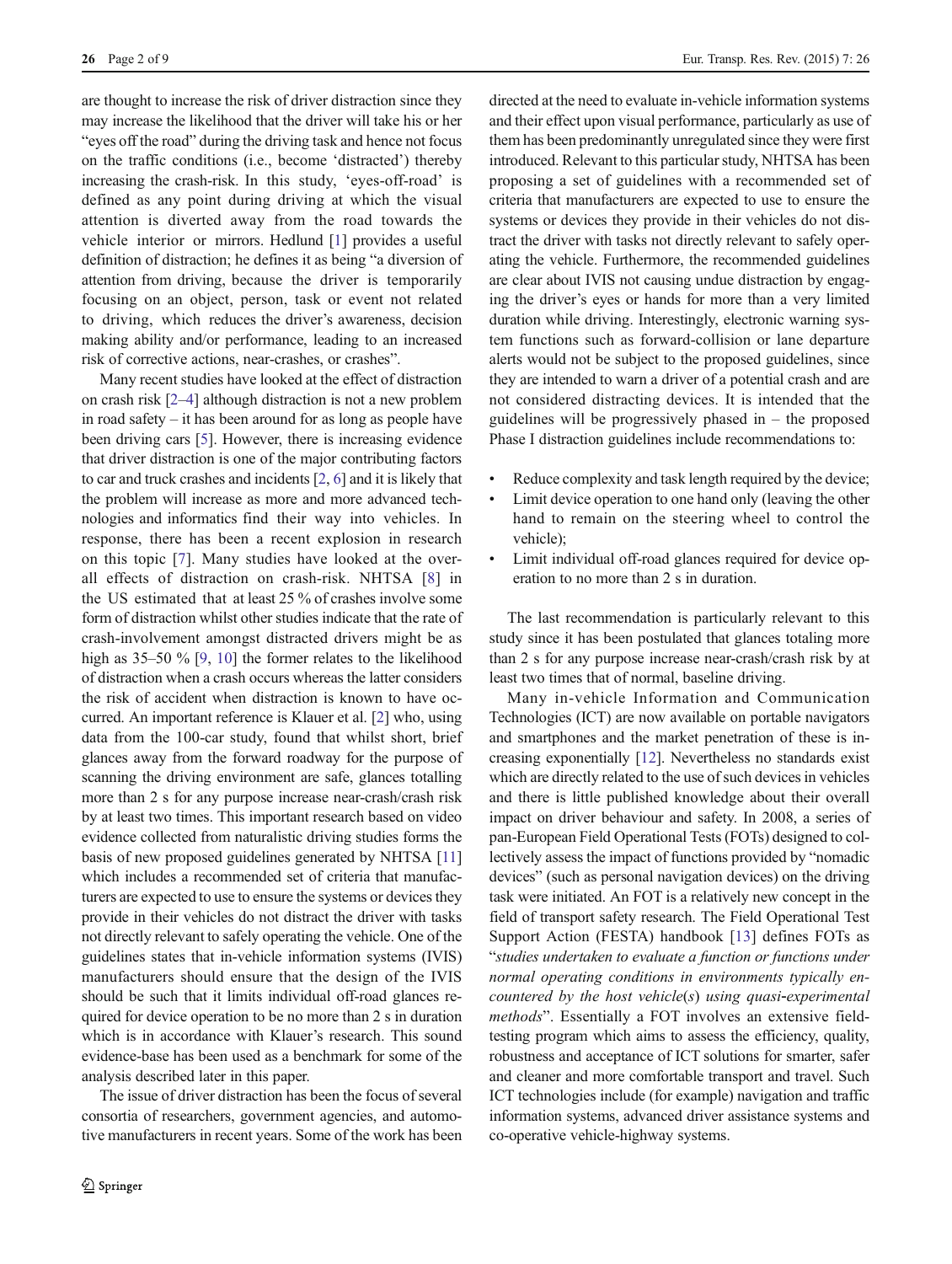are thought to increase the risk of driver distraction since they may increase the likelihood that the driver will take his or her "eyes off the road" during the driving task and hence not focus on the traffic conditions (i.e., become 'distracted') thereby increasing the crash-risk. In this study, 'eyes-off-road' is defined as any point during driving at which the visual attention is diverted away from the road towards the vehicle interior or mirrors. Hedlund [1] provides a useful definition of distraction; he defines it as being "a diversion of attention from driving, because the driver is temporarily focusing on an object, person, task or event not related to driving, which reduces the driver's awareness, decision making ability and/or performance, leading to an increased risk of corrective actions, near-crashes, or crashes".

Many recent studies have looked at the effect of distraction on crash risk [2–4] although distraction is not a new problem in road safety – it has been around for as long as people have been driving cars [5]. However, there is increasing evidence that driver distraction is one of the major contributing factors to car and truck crashes and incidents [2, 6] and it is likely that the problem will increase as more and more advanced technologies and informatics find their way into vehicles. In response, there has been a recent explosion in research on this topic [7]. Many studies have looked at the overall effects of distraction on crash-risk. NHTSA [8] in the US estimated that at least 25 % of crashes involve some form of distraction whilst other studies indicate that the rate of crash-involvement amongst distracted drivers might be as high as 35–50 % [9, 10] the former relates to the likelihood of distraction when a crash occurs whereas the latter considers the risk of accident when distraction is known to have occurred. An important reference is Klauer et al. [2] who, using data from the 100-car study, found that whilst short, brief glances away from the forward roadway for the purpose of scanning the driving environment are safe, glances totalling more than 2 s for any purpose increase near-crash/crash risk by at least two times. This important research based on video evidence collected from naturalistic driving studies forms the basis of new proposed guidelines generated by NHTSA [11] which includes a recommended set of criteria that manufacturers are expected to use to ensure the systems or devices they provide in their vehicles do not distract the driver with tasks not directly relevant to safely operating the vehicle. One of the guidelines states that in-vehicle information systems (IVIS) manufacturers should ensure that the design of the IVIS should be such that it limits individual off-road glances required for device operation to be no more than 2 s in duration which is in accordance with Klauer's research. This sound evidence-base has been used as a benchmark for some of the analysis described later in this paper.

The issue of driver distraction has been the focus of several consortia of researchers, government agencies, and automotive manufacturers in recent years. Some of the work has been directed at the need to evaluate in-vehicle information systems and their effect upon visual performance, particularly as use of them has been predominantly unregulated since they were first introduced. Relevant to this particular study, NHTSA has been proposing a set of guidelines with a recommended set of criteria that manufacturers are expected to use to ensure the systems or devices they provide in their vehicles do not distract the driver with tasks not directly relevant to safely operating the vehicle. Furthermore, the recommended guidelines are clear about IVIS not causing undue distraction by engaging the driver's eyes or hands for more than a very limited duration while driving. Interestingly, electronic warning system functions such as forward-collision or lane departure alerts would not be subject to the proposed guidelines, since they are intended to warn a driver of a potential crash and are not considered distracting devices. It is intended that the guidelines will be progressively phased in – the proposed Phase I distraction guidelines include recommendations to:

- Reduce complexity and task length required by the device;
- Limit device operation to one hand only (leaving the other hand to remain on the steering wheel to control the vehicle);
- Limit individual off-road glances required for device operation to no more than 2 s in duration.

The last recommendation is particularly relevant to this study since it has been postulated that glances totaling more than 2 s for any purpose increase near-crash/crash risk by at least two times that of normal, baseline driving.

Many in-vehicle Information and Communication Technologies (ICT) are now available on portable navigators and smartphones and the market penetration of these is increasing exponentially [12]. Nevertheless no standards exist which are directly related to the use of such devices in vehicles and there is little published knowledge about their overall impact on driver behaviour and safety. In 2008, a series of pan-European Field Operational Tests (FOTs) designed to collectively assess the impact of functions provided by "nomadic devices" (such as personal navigation devices) on the driving task were initiated. An FOT is a relatively new concept in the field of transport safety research. The Field Operational Test Support Action (FESTA) handbook [13] defines FOTs as "*studies undertaken to evaluate a function or functions under normal operating conditions in environments typically encountered by the host vehicle(s) using quasi-experimental methods*". Essentially a FOT involves an extensive field-testing program which aims to assess the efficiency, quality, robustness and acceptance of ICT solutions for smarter, safer and cleaner and more comfortable transport and travel. Such ICT technologies include (for example) navigation and traffic information systems, advanced driver assistance systems and co-operative vehicle-highway systems.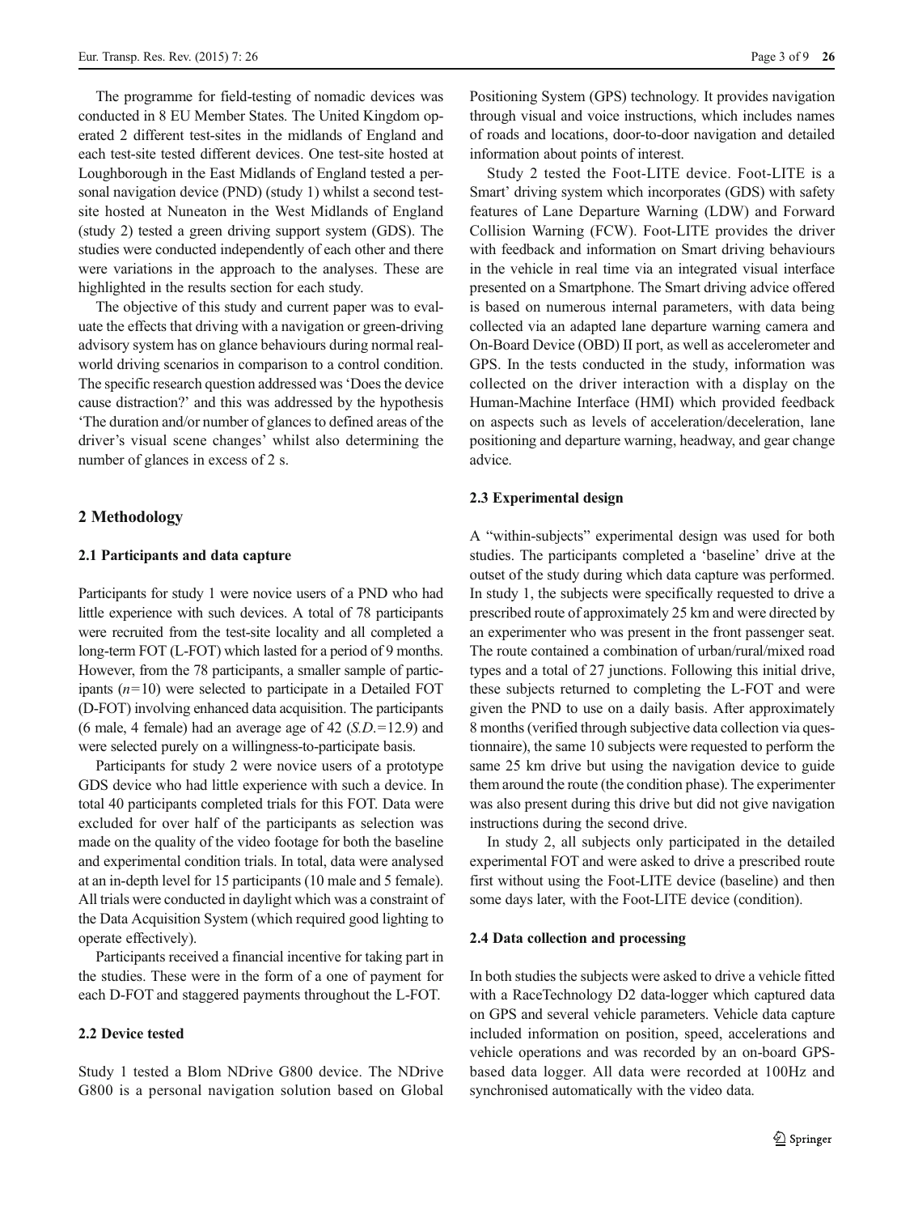The programme for field-testing of nomadic devices was conducted in 8 EU Member States. The United Kingdom operated 2 different test-sites in the midlands of England and each test-site tested different devices. One test-site hosted at Loughborough in the East Midlands of England tested a personal navigation device (PND) (study 1) whilst a second test-site hosted at Nuneaton in the West Midlands of England (study 2) tested a green driving support system (GDS). The studies were conducted independently of each other and there were variations in the approach to the analyses. These are highlighted in the results section for each study.

The objective of this study and current paper was to evaluate the effects that driving with a navigation or green-driving advisory system has on glance behaviours during normal real-world driving scenarios in comparison to a control condition. The specific research question addressed was 'Does the device cause distraction?' and this was addressed by the hypothesis 'The duration and/or number of glances to defined areas of the driver's visual scene changes' whilst also determining the number of glances in excess of 2 s.

## 2 Methodology

### 2.1 Participants and data capture

Participants for study 1 were novice users of a PND who had little experience with such devices. A total of 78 participants were recruited from the test-site locality and all completed a long-term FOT (L-FOT) which lasted for a period of 9 months. However, from the 78 participants, a smaller sample of participants ($n=10$) were selected to participate in a Detailed FOT (D-FOT) involving enhanced data acquisition. The participants (6 male, 4 female) had an average age of 42 (*S.D.*=12.9) and were selected purely on a willingness-to-participate basis.

Participants for study 2 were novice users of a prototype GDS device who had little experience with such a device. In total 40 participants completed trials for this FOT. Data were excluded for over half of the participants as selection was made on the quality of the video footage for both the baseline and experimental condition trials. In total, data were analysed at an in-depth level for 15 participants (10 male and 5 female). All trials were conducted in daylight which was a constraint of the Data Acquisition System (which required good lighting to operate effectively).

Participants received a financial incentive for taking part in the studies. These were in the form of a one of payment for each D-FOT and staggered payments throughout the L-FOT.

### 2.2 Device tested

Study 1 tested a Blom NDrive G800 device. The NDrive G800 is a personal navigation solution based on Global Positioning System (GPS) technology. It provides navigation through visual and voice instructions, which includes names of roads and locations, door-to-door navigation and detailed information about points of interest.

Study 2 tested the Foot-LITE device. Foot-LITE is a Smart' driving system which incorporates (GDS) with safety features of Lane Departure Warning (LDW) and Forward Collision Warning (FCW). Foot-LITE provides the driver with feedback and information on Smart driving behaviours in the vehicle in real time via an integrated visual interface presented on a Smartphone. The Smart driving advice offered is based on numerous internal parameters, with data being collected via an adapted lane departure warning camera and On-Board Device (OBD) II port, as well as accelerometer and GPS. In the tests conducted in the study, information was collected on the driver interaction with a display on the Human-Machine Interface (HMI) which provided feedback on aspects such as levels of acceleration/deceleration, lane positioning and departure warning, headway, and gear change advice.

### 2.3 Experimental design

A "within-subjects" experimental design was used for both studies. The participants completed a 'baseline' drive at the outset of the study during which data capture was performed. In study 1, the subjects were specifically requested to drive a prescribed route of approximately 25 km and were directed by an experimenter who was present in the front passenger seat. The route contained a combination of urban/rural/mixed road types and a total of 27 junctions. Following this initial drive, these subjects returned to completing the L-FOT and were given the PND to use on a daily basis. After approximately 8 months (verified through subjective data collection via questionnaire), the same 10 subjects were requested to perform the same 25 km drive but using the navigation device to guide them around the route (the condition phase). The experimenter was also present during this drive but did not give navigation instructions during the second drive.

In study 2, all subjects only participated in the detailed experimental FOT and were asked to drive a prescribed route first without using the Foot-LITE device (baseline) and then some days later, with the Foot-LITE device (condition).

### 2.4 Data collection and processing

In both studies the subjects were asked to drive a vehicle fitted with a RaceTechnology D2 data-logger which captured data on GPS and several vehicle parameters. Vehicle data capture included information on position, speed, accelerations and vehicle operations and was recorded by an on-board GPS-based data logger. All data were recorded at 100Hz and synchronised automatically with the video data.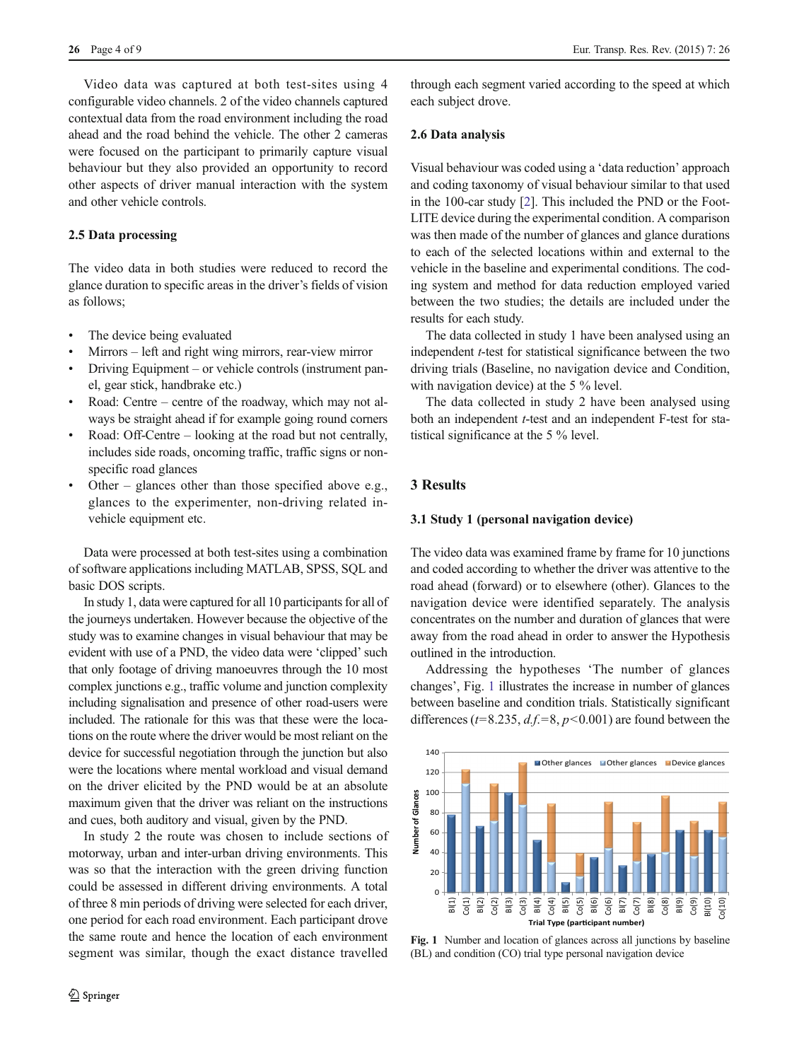Video data was captured at both test-sites using 4 configurable video channels. 2 of the video channels captured contextual data from the road environment including the road ahead and the road behind the vehicle. The other 2 cameras were focused on the participant to primarily capture visual behaviour but they also provided an opportunity to record other aspects of driver manual interaction with the system and other vehicle controls.

### 2.5 Data processing

The video data in both studies were reduced to record the glance duration to specific areas in the driver's fields of vision as follows;

- The device being evaluated
- Mirrors – left and right wing mirrors, rear-view mirror
- Driving Equipment – or vehicle controls (instrument panel, gear stick, handbrake etc.)
- Road: Centre – centre of the roadway, which may not always be straight ahead if for example going round corners
- Road: Off-Centre – looking at the road but not centrally, includes side roads, oncoming traffic, traffic signs or non-specific road glances
- Other – glances other than those specified above e.g., glances to the experimenter, non-driving related in-vehicle equipment etc.

Data were processed at both test-sites using a combination of software applications including MATLAB, SPSS, SQL and basic DOS scripts.

In study 1, data were captured for all 10 participants for all of the journeys undertaken. However because the objective of the study was to examine changes in visual behaviour that may be evident with use of a PND, the video data were 'clipped' such that only footage of driving manoeuvres through the 10 most complex junctions e.g., traffic volume and junction complexity including signalisation and presence of other road-users were included. The rationale for this was that these were the locations on the route where the driver would be most reliant on the device for successful negotiation through the junction but also were the locations where mental workload and visual demand on the driver elicited by the PND would be at an absolute maximum given that the driver was reliant on the instructions and cues, both auditory and visual, given by the PND.

In study 2 the route was chosen to include sections of motorway, urban and inter-urban driving environments. This was so that the interaction with the green driving function could be assessed in different driving environments. A total of three 8 min periods of driving were selected for each driver, one period for each road environment. Each participant drove the same route and hence the location of each environment segment was similar, though the exact distance travelled through each segment varied according to the speed at which each subject drove.

### 2.6 Data analysis

Visual behaviour was coded using a 'data reduction' approach and coding taxonomy of visual behaviour similar to that used in the 100-car study [2]. This included the PND or the Foot-LITE device during the experimental condition. A comparison was then made of the number of glances and glance durations to each of the selected locations within and external to the vehicle in the baseline and experimental conditions. The coding system and method for data reduction employed varied between the two studies; the details are included under the results for each study.

The data collected in study 1 have been analysed using an independent *t*-test for statistical significance between the two driving trials (Baseline, no navigation device and Condition, with navigation device) at the 5 % level.

The data collected in study 2 have been analysed using both an independent *t*-test and an independent F-test for statistical significance at the 5 % level.

## 3 Results

### 3.1 Study 1 (personal navigation device)

The video data was examined frame by frame for 10 junctions and coded according to whether the driver was attentive to the road ahead (forward) or to elsewhere (other). Glances to the navigation device were identified separately. The analysis concentrates on the number and duration of glances that were away from the road ahead in order to answer the Hypothesis outlined in the introduction.

Addressing the hypotheses 'The number of glances changes', Fig. 1 illustrates the increase in number of glances between baseline and condition trials. Statistically significant differences ($t=8.235$, $d.f.=8$, $p<0.001$) are found between the

Fig. 1 Number and location of glances across all junctions by baseline (BL) and condition (CO) trial type personal navigation device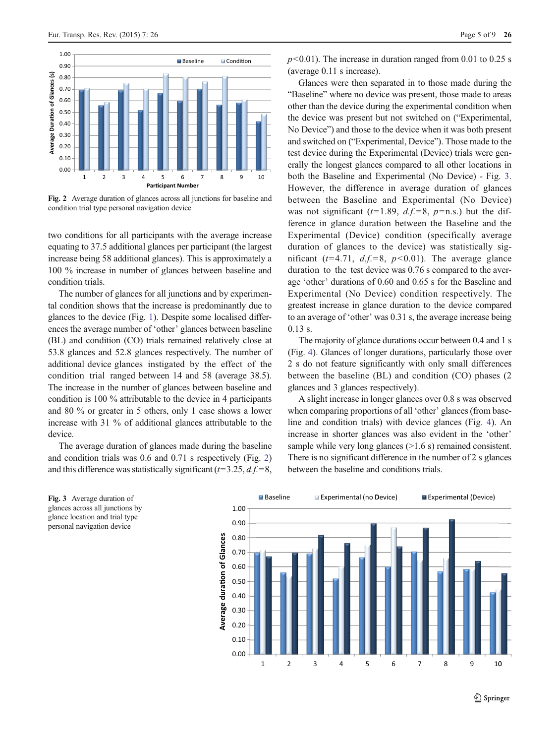Fig. 2 Average duration of glances across all junctions for baseline and condition trial type personal navigation device

two conditions for all participants with the average increase equating to 37.5 additional glances per participant (the largest increase being 58 additional glances). This is approximately a 100 % increase in number of glances between baseline and condition trials.

The number of glances for all junctions and by experimental condition shows that the increase is predominantly due to glances to the device (Fig. 1). Despite some localised differences the average number of 'other' glances between baseline (BL) and condition (CO) trials remained relatively close at 53.8 glances and 52.8 glances respectively. The number of additional device glances instigated by the effect of the condition trial ranged between 14 and 58 (average 38.5). The increase in the number of glances between baseline and condition is 100 % attributable to the device in 4 participants and 80 % or greater in 5 others, only 1 case shows a lower increase with 31 % of additional glances attributable to the device.

The average duration of glances made during the baseline and condition trials was 0.6 and 0.71 s respectively (Fig. 2) and this difference was statistically significant ($t$=3.25, $d.f.$=8, $p$<0.01). The increase in duration ranged from 0.01 to 0.25 s (average 0.11 s increase).

Glances were then separated in to those made during the "Baseline" where no device was present, those made to areas other than the device during the experimental condition when the device was present but not switched on ("Experimental, No Device") and those to the device when it was both present and switched on ("Experimental, Device"). Those made to the test device during the Experimental (Device) trials were generally the longest glances compared to all other locations in both the Baseline and Experimental (No Device) - Fig. 3. However, the difference in average duration of glances between the Baseline and Experimental (No Device) was not significant ($t$=1.89, $d.f.$=8, $p$=n.s.) but the difference in glance duration between the Baseline and the Experimental (Device) condition (specifically average duration of glances to the device) was statistically significant ($t$=4.71, $d.f.$=8, $p$<0.01). The average glance duration to the test device was 0.76 s compared to the average 'other' durations of 0.60 and 0.65 s for the Baseline and Experimental (No Device) condition respectively. The greatest increase in glance duration to the device compared to an average of 'other' was 0.31 s, the average increase being 0.13 s.

The majority of glance durations occur between 0.4 and 1 s (Fig. 4). Glances of longer durations, particularly those over 2 s do not feature significantly with only small differences between the baseline (BL) and condition (CO) phases (2 glances and 3 glances respectively).

A slight increase in longer glances over 0.8 s was observed when comparing proportions of all 'other' glances (from baseline and condition trials) with device glances (Fig. 4). An increase in shorter glances was also evident in the 'other' sample while very long glances (>1.6 s) remained consistent. There is no significant difference in the number of 2 s glances between the baseline and conditions trials.

Fig. 3 Average duration of glances across all junctions by glance location and trial type personal navigation device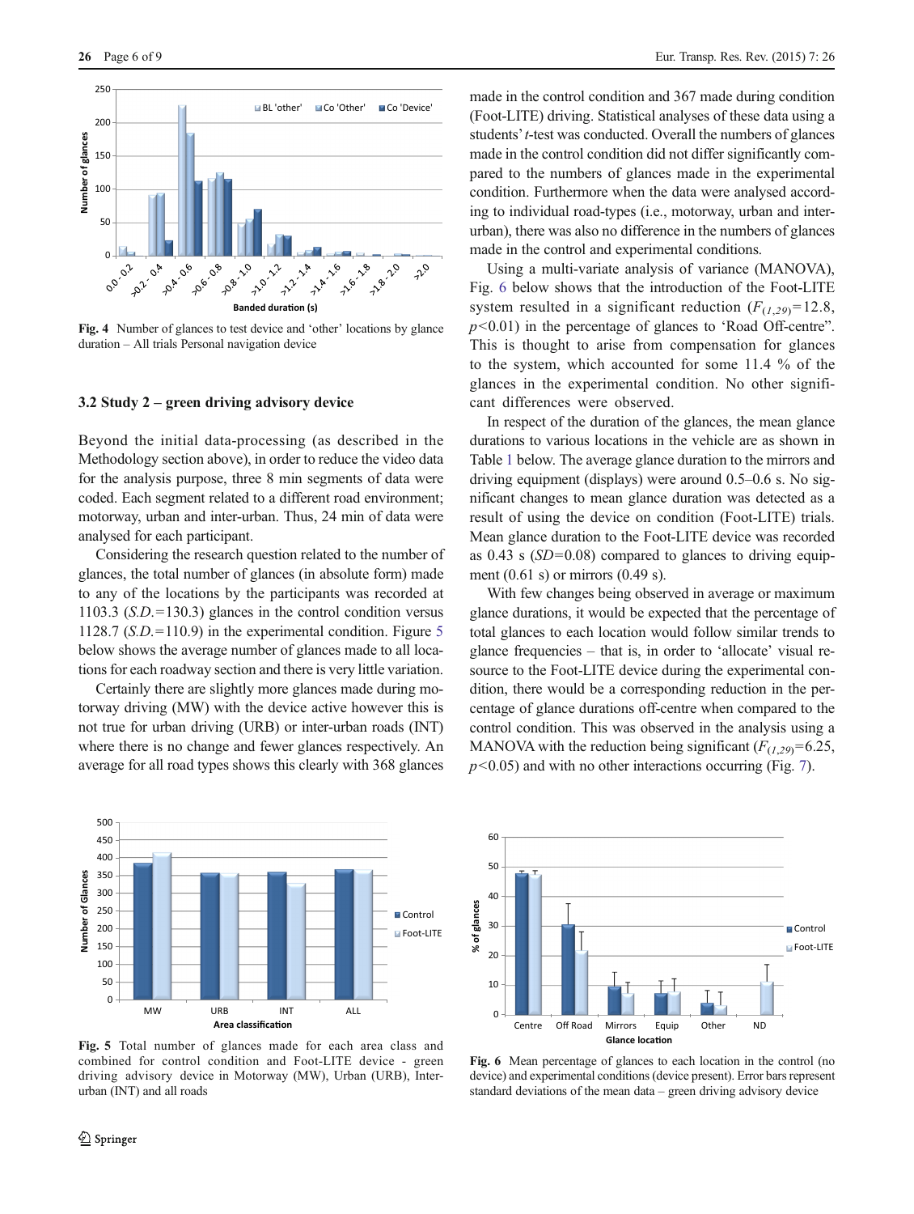Fig. 4 Number of glances to test device and 'other' locations by glance duration – All trials Personal navigation device

### 3.2 Study 2 – green driving advisory device

Beyond the initial data-processing (as described in the Methodology section above), in order to reduce the video data for the analysis purpose, three 8 min segments of data were coded. Each segment related to a different road environment; motorway, urban and inter-urban. Thus, 24 min of data were analysed for each participant.

Considering the research question related to the number of glances, the total number of glances (in absolute form) made to any of the locations by the participants was recorded at 1103.3 (*S.D.*=130.3) glances in the control condition versus 1128.7 (*S.D.*=110.9) in the experimental condition. Figure 5 below shows the average number of glances made to all locations for each roadway section and there is very little variation.

Certainly there are slightly more glances made during motorway driving (MW) with the device active however this is not true for urban driving (URB) or inter-urban roads (INT) where there is no change and fewer glances respectively. An average for all road types shows this clearly with 368 glances made in the control condition and 367 made during condition (Foot-LITE) driving. Statistical analyses of these data using a students' *t*-test was conducted. Overall the numbers of glances made in the control condition did not differ significantly compared to the numbers of glances made in the experimental condition. Furthermore when the data were analysed according to individual road-types (i.e., motorway, urban and inter-urban), there was also no difference in the numbers of glances made in the control and experimental conditions.

Using a multi-variate analysis of variance (MANOVA), Fig. 6 below shows that the introduction of the Foot-LITE system resulted in a significant reduction ($F_{(1,29)}=12.8$, $p<0.01$) in the percentage of glances to 'Road Off-centre". This is thought to arise from compensation for glances to the system, which accounted for some 11.4 % of the glances in the experimental condition. No other significant differences were observed.

In respect of the duration of the glances, the mean glance durations to various locations in the vehicle are as shown in Table 1 below. The average glance duration to the mirrors and driving equipment (displays) were around 0.5–0.6 s. No significant changes to mean glance duration was detected as a result of using the device on condition (Foot-LITE) trials. Mean glance duration to the Foot-LITE device was recorded as 0.43 s (*SD*=0.08) compared to glances to driving equipment (0.61 s) or mirrors (0.49 s).

With few changes being observed in average or maximum glance durations, it would be expected that the percentage of total glances to each location would follow similar trends to glance frequencies – that is, in order to 'allocate' visual resource to the Foot-LITE device during the experimental condition, there would be a corresponding reduction in the percentage of glance durations off-centre when compared to the control condition. This was observed in the analysis using a MANOVA with the reduction being significant ($F_{(1,29)}=6.25$, $p<0.05$) and with no other interactions occurring (Fig. 7).

Fig. 5 Total number of glances made for each area class and combined for control condition and Foot-LITE device - green driving advisory device in Motorway (MW), Urban (URB), Inter-urban (INT) and all roads

Fig. 6 Mean percentage of glances to each location in the control (no device) and experimental conditions (device present). Error bars represent standard deviations of the mean data – green driving advisory device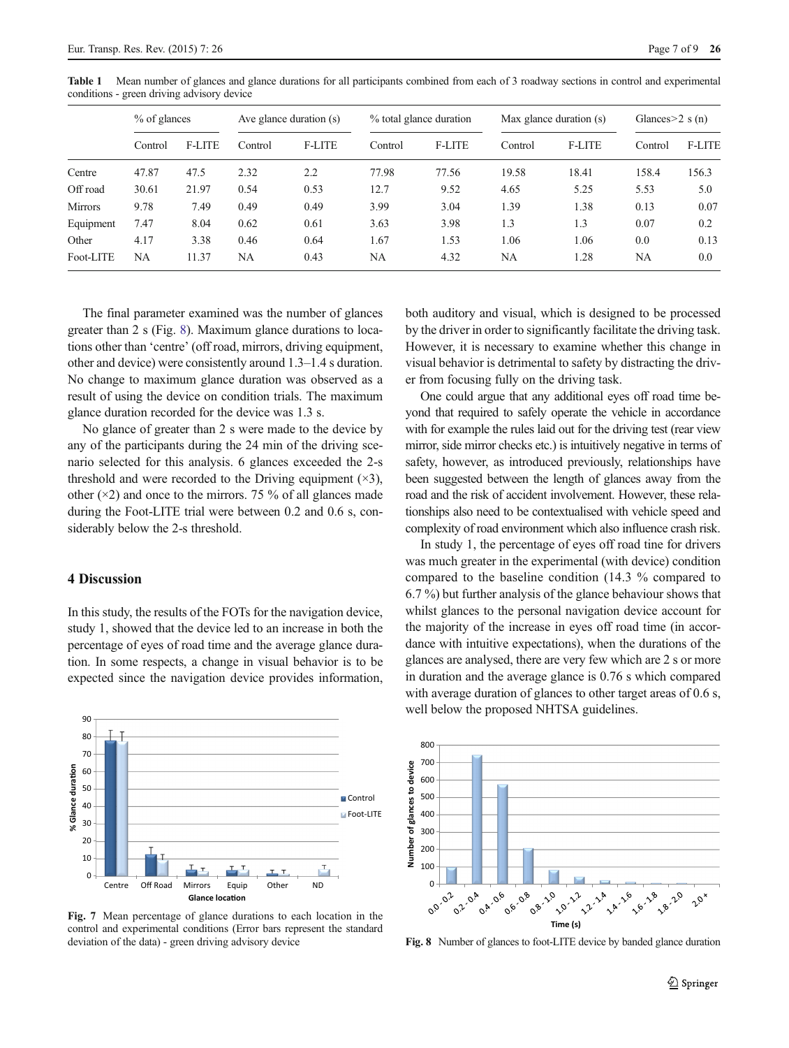**Table 1** Mean number of glances and glance durations for all participants combined from each of 3 roadway sections in control and experimental conditions - green driving advisory device

| | % of glances | | Ave glance duration (s) | | % total glance duration | | Max glance duration (s) | | Glances>2 s (n) | |
|---|---|---|---|---|---|---|---|---|---|---|
| | Control | F-LITE | Control | F-LITE | Control | F-LITE | Control | F-LITE | Control | F-LITE |
| Centre | 47.87 | 47.5 | 2.32 | 2.2 | 77.98 | 77.56 | 19.58 | 18.41 | 158.4 | 156.3 |
| Off road | 30.61 | 21.97 | 0.54 | 0.53 | 12.7 | 9.52 | 4.65 | 5.25 | 5.53 | 5.0 |
| Mirrors | 9.78 | 7.49 | 0.49 | 0.49 | 3.99 | 3.04 | 1.39 | 1.38 | 0.13 | 0.07 |
| Equipment | 7.47 | 8.04 | 0.62 | 0.61 | 3.63 | 3.98 | 1.3 | 1.3 | 0.07 | 0.2 |
| Other | 4.17 | 3.38 | 0.46 | 0.64 | 1.67 | 1.53 | 1.06 | 1.06 | 0.0 | 0.13 |
| Foot-LITE | NA | 11.37 | NA | 0.43 | NA | 4.32 | NA | 1.28 | NA | 0.0 |

The final parameter examined was the number of glances greater than 2 s (Fig. 8). Maximum glance durations to locations other than 'centre' (off road, mirrors, driving equipment, other and device) were consistently around 1.3–1.4 s duration. No change to maximum glance duration was observed as a result of using the device on condition trials. The maximum glance duration recorded for the device was 1.3 s.

No glance of greater than 2 s were made to the device by any of the participants during the 24 min of the driving scenario selected for this analysis. 6 glances exceeded the 2-s threshold and were recorded to the Driving equipment (×3), other (×2) and once to the mirrors. 75 % of all glances made during the Foot-LITE trial were between 0.2 and 0.6 s, considerably below the 2-s threshold.

## 4 Discussion

In this study, the results of the FOTs for the navigation device, study 1, showed that the device led to an increase in both the percentage of eyes of road time and the average glance duration. In some respects, a change in visual behavior is to be expected since the navigation device provides information, both auditory and visual, which is designed to be processed by the driver in order to significantly facilitate the driving task. However, it is necessary to examine whether this change in visual behavior is detrimental to safety by distracting the driver from focusing fully on the driving task.

One could argue that any additional eyes off road time beyond that required to safely operate the vehicle in accordance with for example the rules laid out for the driving test (rear view mirror, side mirror checks etc.) is intuitively negative in terms of safety, however, as introduced previously, relationships have been suggested between the length of glances away from the road and the risk of accident involvement. However, these relationships also need to be contextualised with vehicle speed and complexity of road environment which also influence crash risk.

In study 1, the percentage of eyes off road tine for drivers was much greater in the experimental (with device) condition compared to the baseline condition (14.3 % compared to 6.7 %) but further analysis of the glance behaviour shows that whilst glances to the personal navigation device account for the majority of the increase in eyes off road time (in accordance with intuitive expectations), when the durations of the glances are analysed, there are very few which are 2 s or more in duration and the average glance is 0.76 s which compared with average duration of glances to other target areas of 0.6 s, well below the proposed NHTSA guidelines.

**Fig. 7** Mean percentage of glance durations to each location in the control and experimental conditions (Error bars represent the standard deviation of the data) - green driving advisory device

**Fig. 8** Number of glances to foot-LITE device by banded glance duration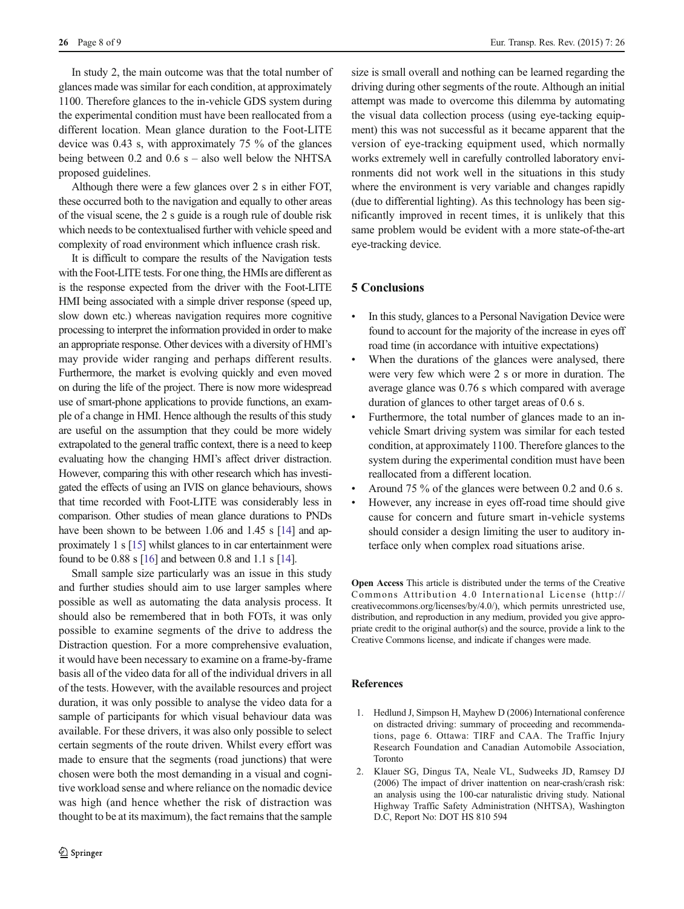In study 2, the main outcome was that the total number of glances made was similar for each condition, at approximately 1100. Therefore glances to the in-vehicle GDS system during the experimental condition must have been reallocated from a different location. Mean glance duration to the Foot-LITE device was 0.43 s, with approximately 75 % of the glances being between 0.2 and 0.6 s – also well below the NHTSA proposed guidelines.

Although there were a few glances over 2 s in either FOT, these occurred both to the navigation and equally to other areas of the visual scene, the 2 s guide is a rough rule of double risk which needs to be contextualised further with vehicle speed and complexity of road environment which influence crash risk.

It is difficult to compare the results of the Navigation tests with the Foot-LITE tests. For one thing, the HMIs are different as is the response expected from the driver with the Foot-LITE HMI being associated with a simple driver response (speed up, slow down etc.) whereas navigation requires more cognitive processing to interpret the information provided in order to make an appropriate response. Other devices with a diversity of HMI's may provide wider ranging and perhaps different results. Furthermore, the market is evolving quickly and even moved on during the life of the project. There is now more widespread use of smart-phone applications to provide functions, an example of a change in HMI. Hence although the results of this study are useful on the assumption that they could be more widely extrapolated to the general traffic context, there is a need to keep evaluating how the changing HMI's affect driver distraction. However, comparing this with other research which has investigated the effects of using an IVIS on glance behaviours, shows that time recorded with Foot-LITE was considerably less in comparison. Other studies of mean glance durations to PNDs have been shown to be between 1.06 and 1.45 s [14] and approximately 1 s [15] whilst glances to in car entertainment were found to be 0.88 s [16] and between 0.8 and 1.1 s [14].

Small sample size particularly was an issue in this study and further studies should aim to use larger samples where possible as well as automating the data analysis process. It should also be remembered that in both FOTs, it was only possible to examine segments of the drive to address the Distraction question. For a more comprehensive evaluation, it would have been necessary to examine on a frame-by-frame basis all of the video data for all of the individual drivers in all of the tests. However, with the available resources and project duration, it was only possible to analyse the video data for a sample of participants for which visual behaviour data was available. For these drivers, it was also only possible to select certain segments of the route driven. Whilst every effort was made to ensure that the segments (road junctions) that were chosen were both the most demanding in a visual and cognitive workload sense and where reliance on the nomadic device was high (and hence whether the risk of distraction was thought to be at its maximum), the fact remains that the sample size is small overall and nothing can be learned regarding the driving during other segments of the route. Although an initial attempt was made to overcome this dilemma by automating the visual data collection process (using eye-tacking equipment) this was not successful as it became apparent that the version of eye-tracking equipment used, which normally works extremely well in carefully controlled laboratory environments did not work well in the situations in this study where the environment is very variable and changes rapidly (due to differential lighting). As this technology has been significantly improved in recent times, it is unlikely that this same problem would be evident with a more state-of-the-art eye-tracking device.

## 5 Conclusions

- In this study, glances to a Personal Navigation Device were found to account for the majority of the increase in eyes off road time (in accordance with intuitive expectations)
- When the durations of the glances were analysed, there were very few which were 2 s or more in duration. The average glance was 0.76 s which compared with average duration of glances to other target areas of 0.6 s.
- Furthermore, the total number of glances made to an in-vehicle Smart driving system was similar for each tested condition, at approximately 1100. Therefore glances to the system during the experimental condition must have been reallocated from a different location.
- Around 75 % of the glances were between 0.2 and 0.6 s.
- However, any increase in eyes off-road time should give cause for concern and future smart in-vehicle systems should consider a design limiting the user to auditory interface only when complex road situations arise.

**Open Access** This article is distributed under the terms of the Creative Commons Attribution 4.0 International License (http://creativecommons.org/licenses/by/4.0/), which permits unrestricted use, distribution, and reproduction in any medium, provided you give appropriate credit to the original author(s) and the source, provide a link to the Creative Commons license, and indicate if changes were made.

## References

1. Hedlund J, Simpson H, Mayhew D (2006) International conference on distracted driving: summary of proceeding and recommendations, page 6. Ottawa: TIRF and CAA. The Traffic Injury Research Foundation and Canadian Automobile Association, Toronto
2. Klauer SG, Dingus TA, Neale VL, Sudweeks JD, Ramsey DJ (2006) The impact of driver inattention on near-crash/crash risk: an analysis using the 100-car naturalistic driving study. National Highway Traffic Safety Administration (NHTSA), Washington D.C, Report No: DOT HS 810 594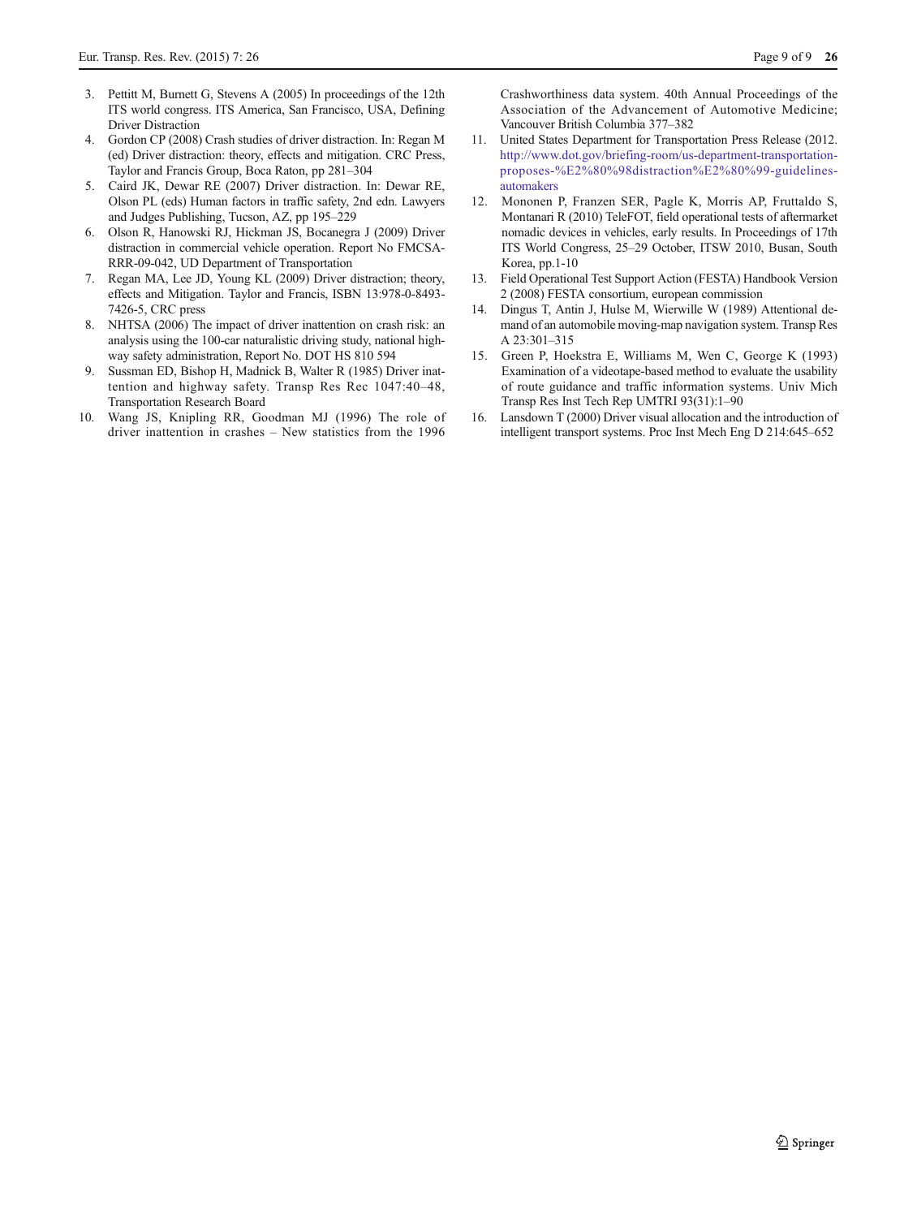3. Pettitt M, Burnett G, Stevens A (2005) In proceedings of the 12th ITS world congress. ITS America, San Francisco, USA, Defining Driver Distraction
4. Gordon CP (2008) Crash studies of driver distraction. In: Regan M (ed) Driver distraction: theory, effects and mitigation. CRC Press, Taylor and Francis Group, Boca Raton, pp 281–304
5. Caird JK, Dewar RE (2007) Driver distraction. In: Dewar RE, Olson PL (eds) Human factors in traffic safety, 2nd edn. Lawyers and Judges Publishing, Tucson, AZ, pp 195–229
6. Olson R, Hanowski RJ, Hickman JS, Bocanegra J (2009) Driver distraction in commercial vehicle operation. Report No FMCSA-RRR-09-042, UD Department of Transportation
7. Regan MA, Lee JD, Young KL (2009) Driver distraction; theory, effects and Mitigation. Taylor and Francis, ISBN 13:978-0-8493-7426-5, CRC press
8. NHTSA (2006) The impact of driver inattention on crash risk: an analysis using the 100-car naturalistic driving study, national highway safety administration, Report No. DOT HS 810 594
9. Sussman ED, Bishop H, Madnick B, Walter R (1985) Driver inattention and highway safety. Transp Res Rec 1047:40–48, Transportation Research Board
10. Wang JS, Knipling RR, Goodman MJ (1996) The role of driver inattention in crashes – New statistics from the 1996 Crashworthiness data system. 40th Annual Proceedings of the Association of the Advancement of Automotive Medicine; Vancouver British Columbia 377–382
11. United States Department for Transportation Press Release (2012. http://www.dot.gov/briefing-room/us-department-transportation-proposes-%E2%80%98distraction%E2%80%99-guidelines-automakers
12. Mononen P, Franzen SER, Pagle K, Morris AP, Fruttaldo S, Montanari R (2010) TeleFOT, field operational tests of aftermarket nomadic devices in vehicles, early results. In Proceedings of 17th ITS World Congress, 25–29 October, ITSW 2010, Busan, South Korea, pp.1-10
13. Field Operational Test Support Action (FESTA) Handbook Version 2 (2008) FESTA consortium, european commission
14. Dingus T, Antin J, Hulse M, Wierwille W (1989) Attentional demand of an automobile moving-map navigation system. Transp Res A 23:301–315
15. Green P, Hoekstra E, Williams M, Wen C, George K (1993) Examination of a videotape-based method to evaluate the usability of route guidance and traffic information systems. Univ Mich Transp Res Inst Tech Rep UMTRI 93(31):1–90
16. Lansdown T (2000) Driver visual allocation and the introduction of intelligent transport systems. Proc Inst Mech Eng D 214:645–652